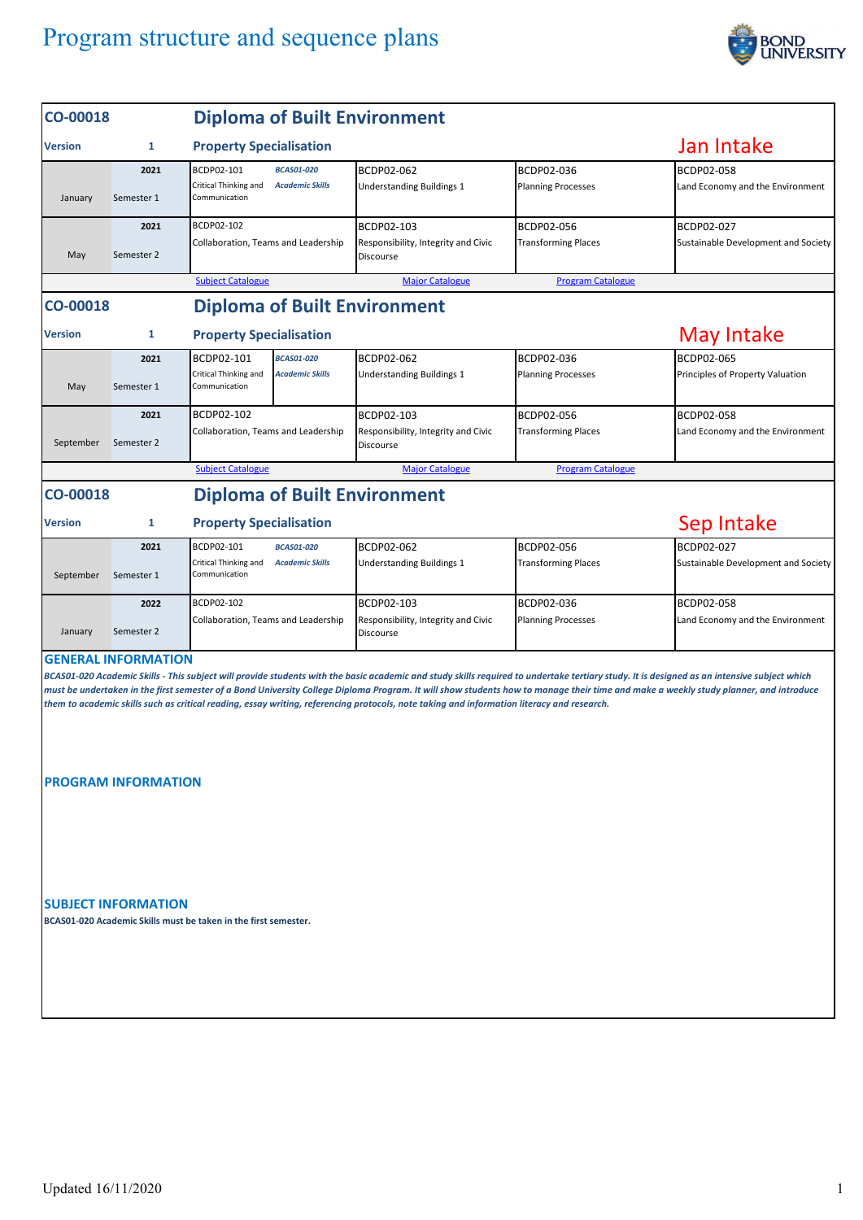# Program structure and sequence plans

## CO-00018 Diploma of Built Environment

**Version** 1 — **Property Specialisation** — Jan Intake

| | | | | | | |
|---|---|---|---|---|---|---|
| January | 2021 Semester 1 | BCDP02-101 Critical Thinking and Communication | *BCAS01-020 Academic Skills* | BCDP02-062 Understanding Buildings 1 | BCDP02-036 Planning Processes | BCDP02-058 Land Economy and the Environment |
| May | 2021 Semester 2 | BCDP02-102 Collaboration, Teams and Leadership | | BCDP02-103 Responsibility, Integrity and Civic Discourse | BCDP02-056 Transforming Places | BCDP02-027 Sustainable Development and Society |

Subject Catalogue | Major Catalogue | Program Catalogue

## CO-00018 Diploma of Built Environment

**Version** 1 — **Property Specialisation** — May Intake

| | | | | | | |
|---|---|---|---|---|---|---|
| May | 2021 Semester 1 | BCDP02-101 Critical Thinking and Communication | *BCAS01-020 Academic Skills* | BCDP02-062 Understanding Buildings 1 | BCDP02-036 Planning Processes | BCDP02-065 Principles of Property Valuation |
| September | 2021 Semester 2 | BCDP02-102 Collaboration, Teams and Leadership | | BCDP02-103 Responsibility, Integrity and Civic Discourse | BCDP02-056 Transforming Places | BCDP02-058 Land Economy and the Environment |

Subject Catalogue | Major Catalogue | Program Catalogue

## CO-00018 Diploma of Built Environment

**Version** 1 — **Property Specialisation** — Sep Intake

| | | | | | | |
|---|---|---|---|---|---|---|
| September | 2021 Semester 1 | BCDP02-101 Critical Thinking and Communication | *BCAS01-020 Academic Skills* | BCDP02-062 Understanding Buildings 1 | BCDP02-056 Transforming Places | BCDP02-027 Sustainable Development and Society |
| January | 2022 Semester 2 | BCDP02-102 Collaboration, Teams and Leadership | | BCDP02-103 Responsibility, Integrity and Civic Discourse | BCDP02-036 Planning Processes | BCDP02-058 Land Economy and the Environment |

### GENERAL INFORMATION

***BCAS01-020 Academic Skills - This subject will provide students with the basic academic and study skills required to undertake tertiary study. It is designed as an intensive subject which must be undertaken in the first semester of a Bond University College Diploma Program. It will show students how to manage their time and make a weekly study planner, and introduce them to academic skills such as critical reading, essay writing, referencing protocols, note taking and information literacy and research.***

### PROGRAM INFORMATION

### SUBJECT INFORMATION

**BCAS01-020 Academic Skills must be taken in the first semester.**

Updated 16/11/2020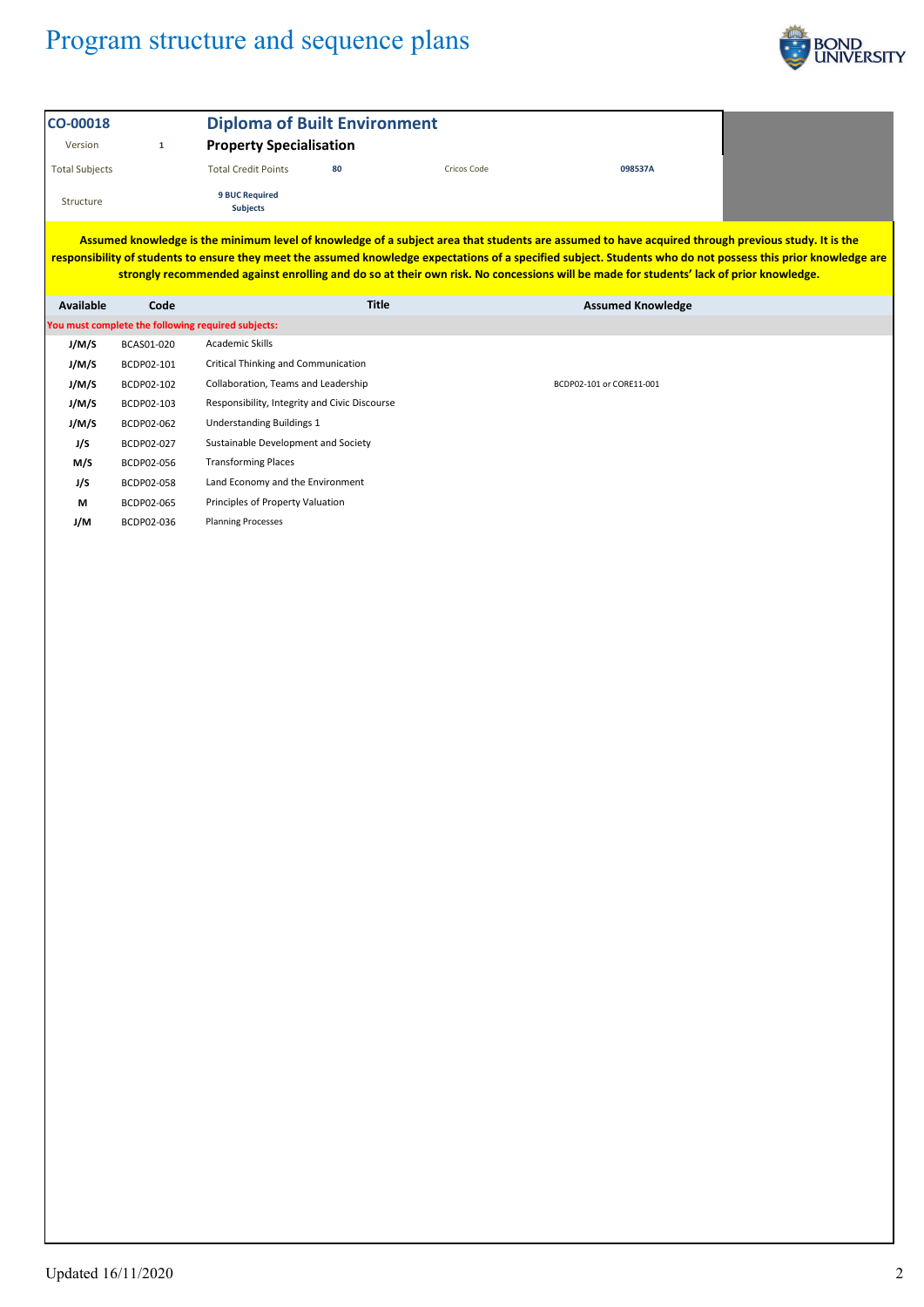# Program structure and sequence plans

| | | | | |
|---|---|---|---|---|
| **CO-00018** | | **Diploma of Built Environment** | | |
| Version | 1 | **Property Specialisation** | | |
| Total Subjects | | Total Credit Points | 80 | Cricos Code: 098537A |
| Structure | | 9 BUC Required Subjects | | |

**Assumed knowledge is the minimum level of knowledge of a subject area that students are assumed to have acquired through previous study. It is the responsibility of students to ensure they meet the assumed knowledge expectations of a specified subject. Students who do not possess this prior knowledge are strongly recommended against enrolling and do so at their own risk. No concessions will be made for students' lack of prior knowledge.**

| Available | Code | Title | Assumed Knowledge |
|---|---|---|---|
| You must complete the following required subjects: | | | |
| J/M/S | BCAS01-020 | Academic Skills | |
| J/M/S | BCDP02-101 | Critical Thinking and Communication | |
| J/M/S | BCDP02-102 | Collaboration, Teams and Leadership | BCDP02-101 or CORE11-001 |
| J/M/S | BCDP02-103 | Responsibility, Integrity and Civic Discourse | |
| J/M/S | BCDP02-062 | Understanding Buildings 1 | |
| J/S | BCDP02-027 | Sustainable Development and Society | |
| M/S | BCDP02-056 | Transforming Places | |
| J/S | BCDP02-058 | Land Economy and the Environment | |
| M | BCDP02-065 | Principles of Property Valuation | |
| J/M | BCDP02-036 | Planning Processes | |

Updated 16/11/2020